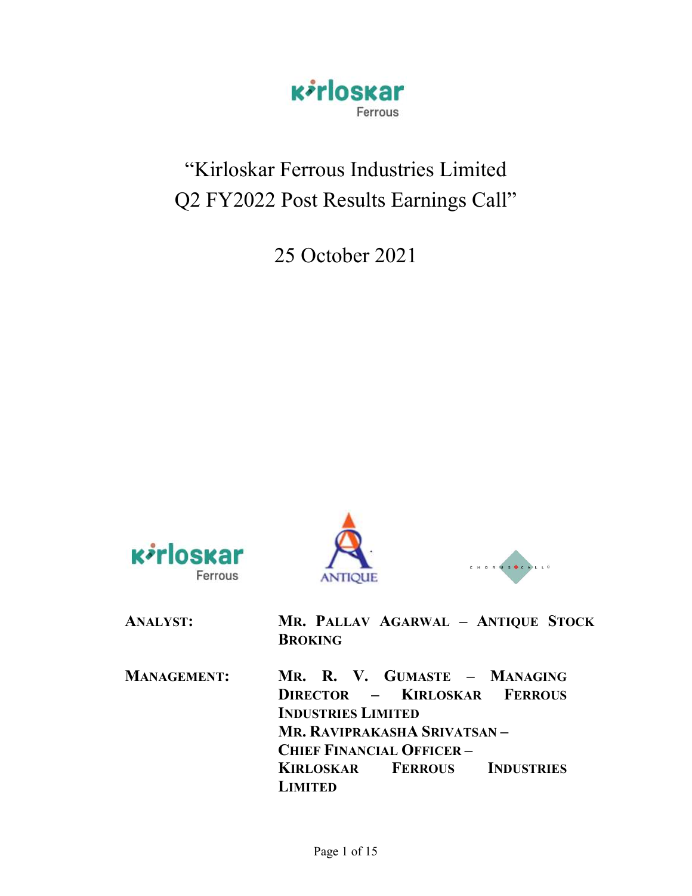# "Kirloskar Ferrous Industries Limited Q2 FY2022 Post Results Earnings Call"

25 October 2021

**ANALYST:** **MR. PALLAV AGARWAL – ANTIQUE STOCK BROKING**

**MANAGEMENT:** **MR. R. V. GUMASTE – MANAGING DIRECTOR – KIRLOSKAR FERROUS INDUSTRIES LIMITED**
**MR. RAVIPRAKASHA SRIVATSAN – CHIEF FINANCIAL OFFICER – KIRLOSKAR FERROUS INDUSTRIES LIMITED**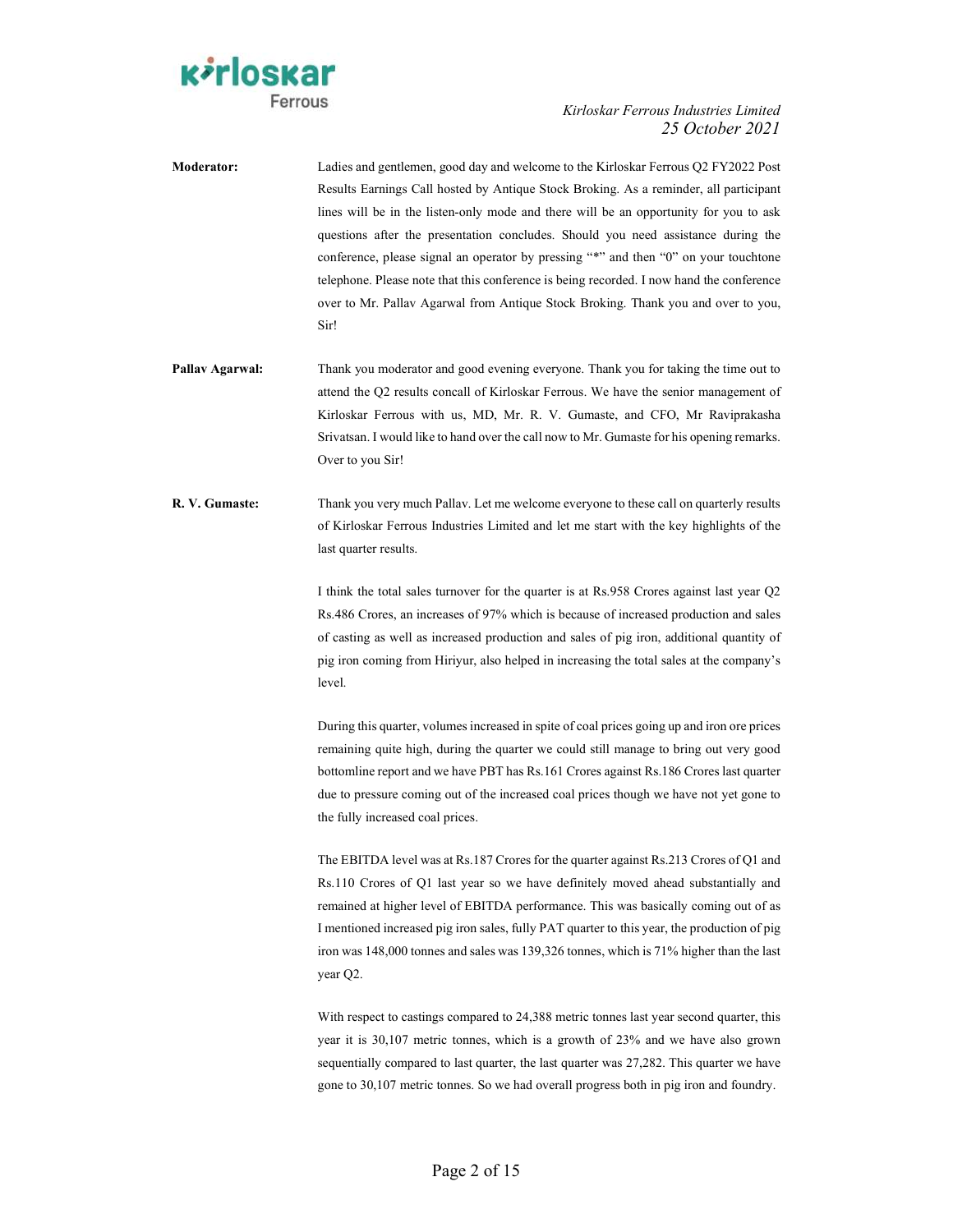**Moderator:** Ladies and gentlemen, good day and welcome to the Kirloskar Ferrous Q2 FY2022 Post Results Earnings Call hosted by Antique Stock Broking. As a reminder, all participant lines will be in the listen-only mode and there will be an opportunity for you to ask questions after the presentation concludes. Should you need assistance during the conference, please signal an operator by pressing "*" and then "0" on your touchtone telephone. Please note that this conference is being recorded. I now hand the conference over to Mr. Pallav Agarwal from Antique Stock Broking. Thank you and over to you, Sir!

**Pallav Agarwal:** Thank you moderator and good evening everyone. Thank you for taking the time out to attend the Q2 results concall of Kirloskar Ferrous. We have the senior management of Kirloskar Ferrous with us, MD, Mr. R. V. Gumaste, and CFO, Mr Raviprakasha Srivatsan. I would like to hand over the call now to Mr. Gumaste for his opening remarks. Over to you Sir!

**R. V. Gumaste:** Thank you very much Pallav. Let me welcome everyone to these call on quarterly results of Kirloskar Ferrous Industries Limited and let me start with the key highlights of the last quarter results.

I think the total sales turnover for the quarter is at Rs.958 Crores against last year Q2 Rs.486 Crores, an increases of 97% which is because of increased production and sales of casting as well as increased production and sales of pig iron, additional quantity of pig iron coming from Hiriyur, also helped in increasing the total sales at the company's level.

During this quarter, volumes increased in spite of coal prices going up and iron ore prices remaining quite high, during the quarter we could still manage to bring out very good bottomline report and we have PBT has Rs.161 Crores against Rs.186 Crores last quarter due to pressure coming out of the increased coal prices though we have not yet gone to the fully increased coal prices.

The EBITDA level was at Rs.187 Crores for the quarter against Rs.213 Crores of Q1 and Rs.110 Crores of Q1 last year so we have definitely moved ahead substantially and remained at higher level of EBITDA performance. This was basically coming out of as I mentioned increased pig iron sales, fully PAT quarter to this year, the production of pig iron was 148,000 tonnes and sales was 139,326 tonnes, which is 71% higher than the last year Q2.

With respect to castings compared to 24,388 metric tonnes last year second quarter, this year it is 30,107 metric tonnes, which is a growth of 23% and we have also grown sequentially compared to last quarter, the last quarter was 27,282. This quarter we have gone to 30,107 metric tonnes. So we had overall progress both in pig iron and foundry.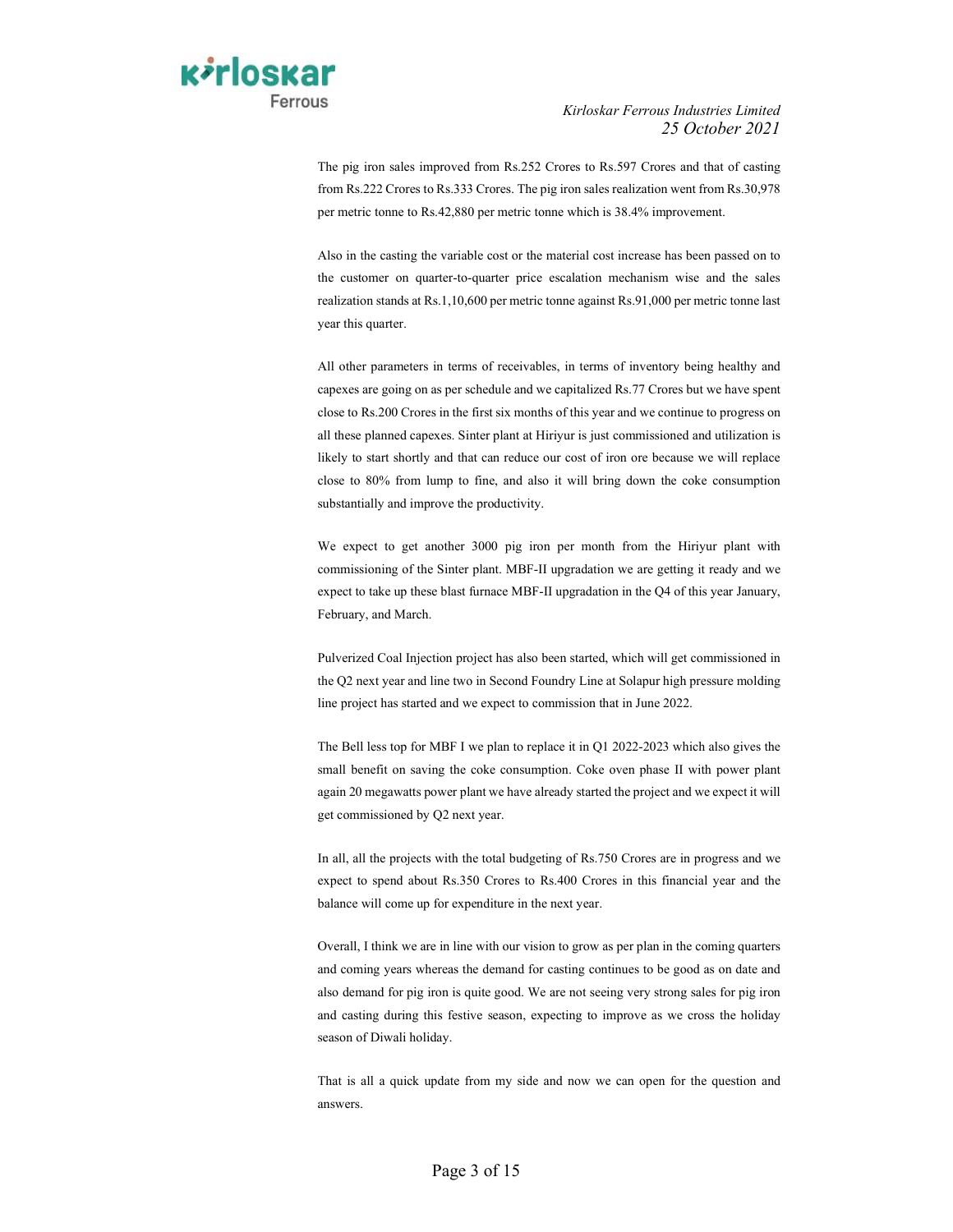The pig iron sales improved from Rs.252 Crores to Rs.597 Crores and that of casting from Rs.222 Crores to Rs.333 Crores. The pig iron sales realization went from Rs.30,978 per metric tonne to Rs.42,880 per metric tonne which is 38.4% improvement.

Also in the casting the variable cost or the material cost increase has been passed on to the customer on quarter-to-quarter price escalation mechanism wise and the sales realization stands at Rs.1,10,600 per metric tonne against Rs.91,000 per metric tonne last year this quarter.

All other parameters in terms of receivables, in terms of inventory being healthy and capexes are going on as per schedule and we capitalized Rs.77 Crores but we have spent close to Rs.200 Crores in the first six months of this year and we continue to progress on all these planned capexes. Sinter plant at Hiriyur is just commissioned and utilization is likely to start shortly and that can reduce our cost of iron ore because we will replace close to 80% from lump to fine, and also it will bring down the coke consumption substantially and improve the productivity.

We expect to get another 3000 pig iron per month from the Hiriyur plant with commissioning of the Sinter plant. MBF-II upgradation we are getting it ready and we expect to take up these blast furnace MBF-II upgradation in the Q4 of this year January, February, and March.

Pulverized Coal Injection project has also been started, which will get commissioned in the Q2 next year and line two in Second Foundry Line at Solapur high pressure molding line project has started and we expect to commission that in June 2022.

The Bell less top for MBF I we plan to replace it in Q1 2022-2023 which also gives the small benefit on saving the coke consumption. Coke oven phase II with power plant again 20 megawatts power plant we have already started the project and we expect it will get commissioned by Q2 next year.

In all, all the projects with the total budgeting of Rs.750 Crores are in progress and we expect to spend about Rs.350 Crores to Rs.400 Crores in this financial year and the balance will come up for expenditure in the next year.

Overall, I think we are in line with our vision to grow as per plan in the coming quarters and coming years whereas the demand for casting continues to be good as on date and also demand for pig iron is quite good. We are not seeing very strong sales for pig iron and casting during this festive season, expecting to improve as we cross the holiday season of Diwali holiday.

That is all a quick update from my side and now we can open for the question and answers.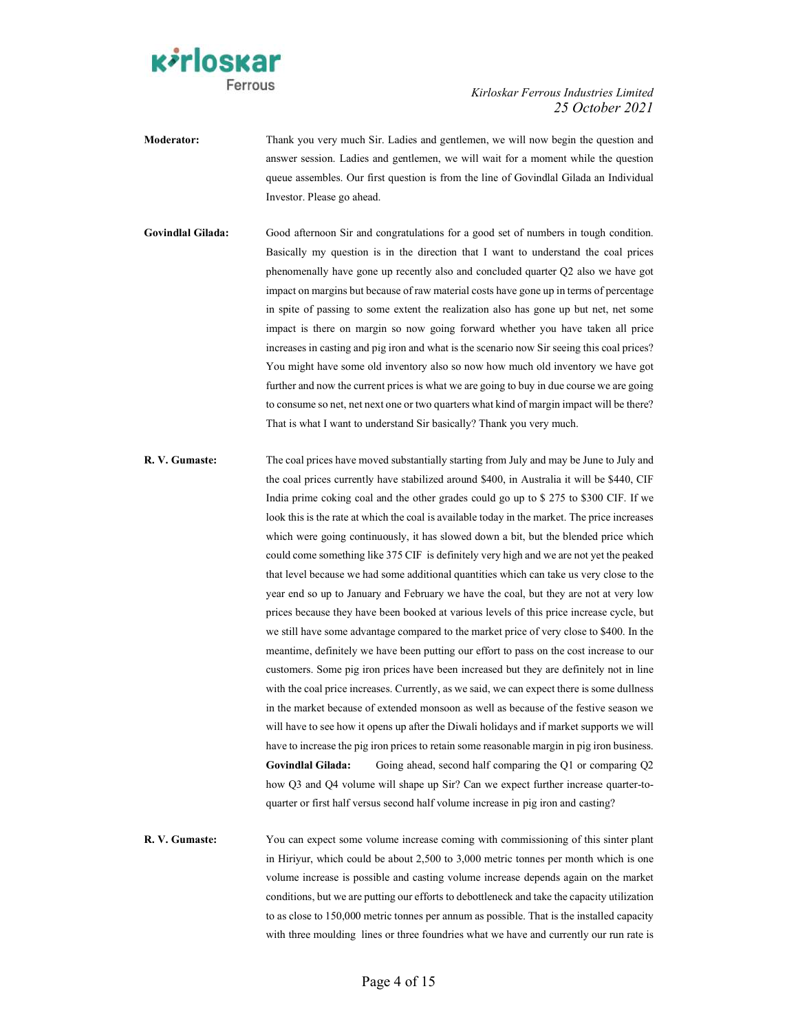**Moderator:** Thank you very much Sir. Ladies and gentlemen, we will now begin the question and answer session. Ladies and gentlemen, we will wait for a moment while the question queue assembles. Our first question is from the line of Govindlal Gilada an Individual Investor. Please go ahead.

**Govindlal Gilada:** Good afternoon Sir and congratulations for a good set of numbers in tough condition. Basically my question is in the direction that I want to understand the coal prices phenomenally have gone up recently also and concluded quarter Q2 also we have got impact on margins but because of raw material costs have gone up in terms of percentage in spite of passing to some extent the realization also has gone up but net, net some impact is there on margin so now going forward whether you have taken all price increases in casting and pig iron and what is the scenario now Sir seeing this coal prices? You might have some old inventory also so now how much old inventory we have got further and now the current prices is what we are going to buy in due course we are going to consume so net, net next one or two quarters what kind of margin impact will be there? That is what I want to understand Sir basically? Thank you very much.

**R. V. Gumaste:** The coal prices have moved substantially starting from July and may be June to July and the coal prices currently have stabilized around $400, in Australia it will be $440, CIF India prime coking coal and the other grades could go up to $ 275 to $300 CIF. If we look this is the rate at which the coal is available today in the market. The price increases which were going continuously, it has slowed down a bit, but the blended price which could come something like 375 CIF is definitely very high and we are not yet the peaked that level because we had some additional quantities which can take us very close to the year end so up to January and February we have the coal, but they are not at very low prices because they have been booked at various levels of this price increase cycle, but we still have some advantage compared to the market price of very close to $400. In the meantime, definitely we have been putting our effort to pass on the cost increase to our customers. Some pig iron prices have been increased but they are definitely not in line with the coal price increases. Currently, as we said, we can expect there is some dullness in the market because of extended monsoon as well as because of the festive season we will have to see how it opens up after the Diwali holidays and if market supports we will have to increase the pig iron prices to retain some reasonable margin in pig iron business.

**Govindlal Gilada:** Going ahead, second half comparing the Q1 or comparing Q2 how Q3 and Q4 volume will shape up Sir? Can we expect further increase quarter-to-quarter or first half versus second half volume increase in pig iron and casting?

**R. V. Gumaste:** You can expect some volume increase coming with commissioning of this sinter plant in Hiriyur, which could be about 2,500 to 3,000 metric tonnes per month which is one volume increase is possible and casting volume increase depends again on the market conditions, but we are putting our efforts to debottleneck and take the capacity utilization to as close to 150,000 metric tonnes per annum as possible. That is the installed capacity with three moulding lines or three foundries what we have and currently our run rate is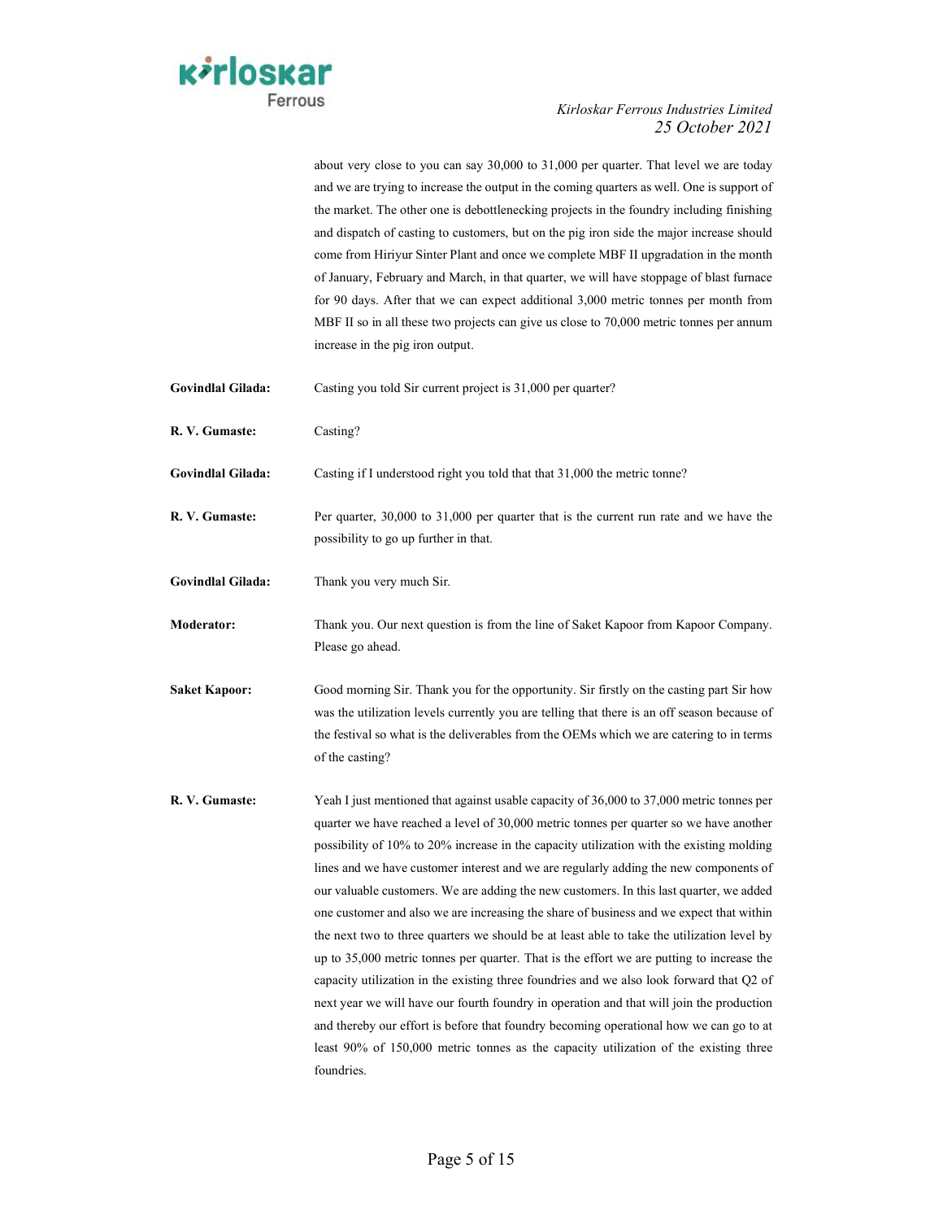about very close to you can say 30,000 to 31,000 per quarter. That level we are today and we are trying to increase the output in the coming quarters as well. One is support of the market. The other one is debottlenecking projects in the foundry including finishing and dispatch of casting to customers, but on the pig iron side the major increase should come from Hiriyur Sinter Plant and once we complete MBF II upgradation in the month of January, February and March, in that quarter, we will have stoppage of blast furnace for 90 days. After that we can expect additional 3,000 metric tonnes per month from MBF II so in all these two projects can give us close to 70,000 metric tonnes per annum increase in the pig iron output.

**Govindlal Gilada:** Casting you told Sir current project is 31,000 per quarter?

**R. V. Gumaste:** Casting?

**Govindlal Gilada:** Casting if I understood right you told that that 31,000 the metric tonne?

**R. V. Gumaste:** Per quarter, 30,000 to 31,000 per quarter that is the current run rate and we have the possibility to go up further in that.

**Govindlal Gilada:** Thank you very much Sir.

**Moderator:** Thank you. Our next question is from the line of Saket Kapoor from Kapoor Company. Please go ahead.

**Saket Kapoor:** Good morning Sir. Thank you for the opportunity. Sir firstly on the casting part Sir how was the utilization levels currently you are telling that there is an off season because of the festival so what is the deliverables from the OEMs which we are catering to in terms of the casting?

**R. V. Gumaste:** Yeah I just mentioned that against usable capacity of 36,000 to 37,000 metric tonnes per quarter we have reached a level of 30,000 metric tonnes per quarter so we have another possibility of 10% to 20% increase in the capacity utilization with the existing molding lines and we have customer interest and we are regularly adding the new components of our valuable customers. We are adding the new customers. In this last quarter, we added one customer and also we are increasing the share of business and we expect that within the next two to three quarters we should be at least able to take the utilization level by up to 35,000 metric tonnes per quarter. That is the effort we are putting to increase the capacity utilization in the existing three foundries and we also look forward that Q2 of next year we will have our fourth foundry in operation and that will join the production and thereby our effort is before that foundry becoming operational how we can go to at least 90% of 150,000 metric tonnes as the capacity utilization of the existing three foundries.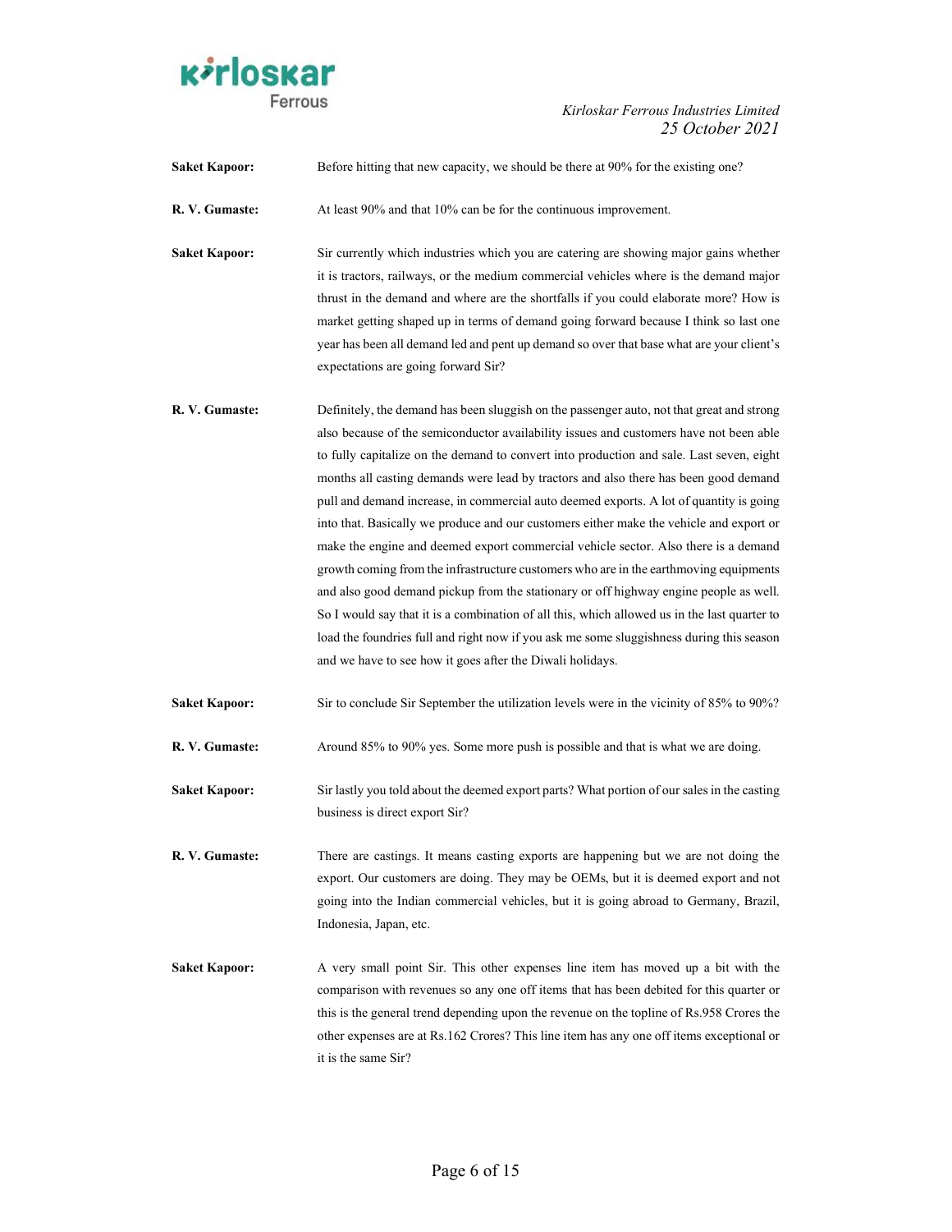**Saket Kapoor:** Before hitting that new capacity, we should be there at 90% for the existing one?

**R. V. Gumaste:** At least 90% and that 10% can be for the continuous improvement.

**Saket Kapoor:** Sir currently which industries which you are catering are showing major gains whether it is tractors, railways, or the medium commercial vehicles where is the demand major thrust in the demand and where are the shortfalls if you could elaborate more? How is market getting shaped up in terms of demand going forward because I think so last one year has been all demand led and pent up demand so over that base what are your client's expectations are going forward Sir?

**R. V. Gumaste:** Definitely, the demand has been sluggish on the passenger auto, not that great and strong also because of the semiconductor availability issues and customers have not been able to fully capitalize on the demand to convert into production and sale. Last seven, eight months all casting demands were lead by tractors and also there has been good demand pull and demand increase, in commercial auto deemed exports. A lot of quantity is going into that. Basically we produce and our customers either make the vehicle and export or make the engine and deemed export commercial vehicle sector. Also there is a demand growth coming from the infrastructure customers who are in the earthmoving equipments and also good demand pickup from the stationary or off highway engine people as well. So I would say that it is a combination of all this, which allowed us in the last quarter to load the foundries full and right now if you ask me some sluggishness during this season and we have to see how it goes after the Diwali holidays.

**Saket Kapoor:** Sir to conclude Sir September the utilization levels were in the vicinity of 85% to 90%?

**R. V. Gumaste:** Around 85% to 90% yes. Some more push is possible and that is what we are doing.

**Saket Kapoor:** Sir lastly you told about the deemed export parts? What portion of our sales in the casting business is direct export Sir?

**R. V. Gumaste:** There are castings. It means casting exports are happening but we are not doing the export. Our customers are doing. They may be OEMs, but it is deemed export and not going into the Indian commercial vehicles, but it is going abroad to Germany, Brazil, Indonesia, Japan, etc.

**Saket Kapoor:** A very small point Sir. This other expenses line item has moved up a bit with the comparison with revenues so any one off items that has been debited for this quarter or this is the general trend depending upon the revenue on the topline of Rs.958 Crores the other expenses are at Rs.162 Crores? This line item has any one off items exceptional or it is the same Sir?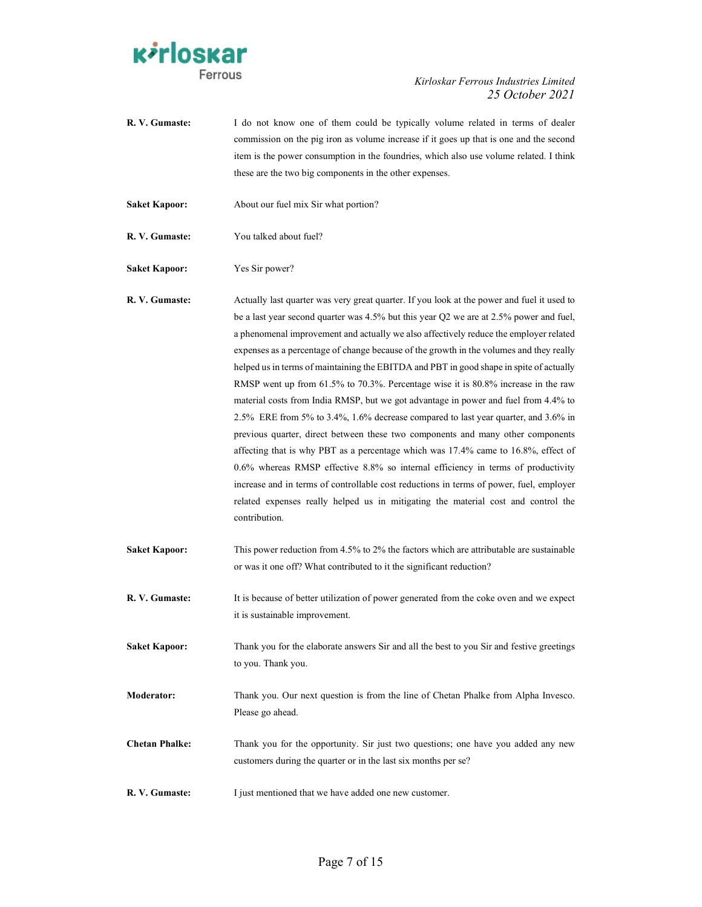**R. V. Gumaste:** I do not know one of them could be typically volume related in terms of dealer commission on the pig iron as volume increase if it goes up that is one and the second item is the power consumption in the foundries, which also use volume related. I think these are the two big components in the other expenses.

**Saket Kapoor:** About our fuel mix Sir what portion?

**R. V. Gumaste:** You talked about fuel?

**Saket Kapoor:** Yes Sir power?

**R. V. Gumaste:** Actually last quarter was very great quarter. If you look at the power and fuel it used to be a last year second quarter was 4.5% but this year Q2 we are at 2.5% power and fuel, a phenomenal improvement and actually we also affectively reduce the employer related expenses as a percentage of change because of the growth in the volumes and they really helped us in terms of maintaining the EBITDA and PBT in good shape in spite of actually RMSP went up from 61.5% to 70.3%. Percentage wise it is 80.8% increase in the raw material costs from India RMSP, but we got advantage in power and fuel from 4.4% to 2.5% ERE from 5% to 3.4%, 1.6% decrease compared to last year quarter, and 3.6% in previous quarter, direct between these two components and many other components affecting that is why PBT as a percentage which was 17.4% came to 16.8%, effect of 0.6% whereas RMSP effective 8.8% so internal efficiency in terms of productivity increase and in terms of controllable cost reductions in terms of power, fuel, employer related expenses really helped us in mitigating the material cost and control the contribution.

**Saket Kapoor:** This power reduction from 4.5% to 2% the factors which are attributable are sustainable or was it one off? What contributed to it the significant reduction?

**R. V. Gumaste:** It is because of better utilization of power generated from the coke oven and we expect it is sustainable improvement.

**Saket Kapoor:** Thank you for the elaborate answers Sir and all the best to you Sir and festive greetings to you. Thank you.

**Moderator:** Thank you. Our next question is from the line of Chetan Phalke from Alpha Invesco. Please go ahead.

**Chetan Phalke:** Thank you for the opportunity. Sir just two questions; one have you added any new customers during the quarter or in the last six months per se?

**R. V. Gumaste:** I just mentioned that we have added one new customer.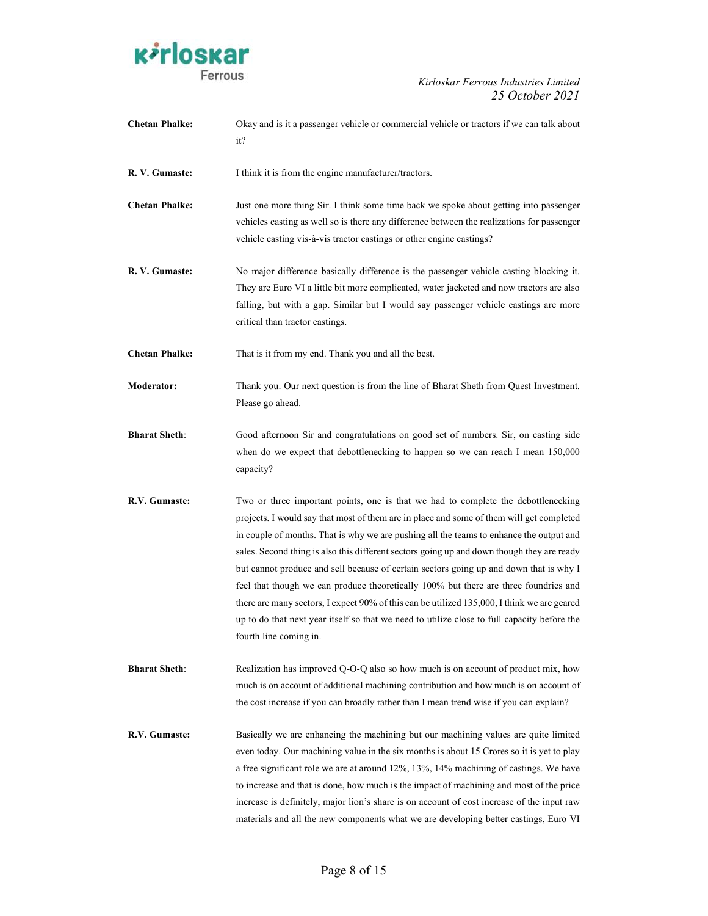**Chetan Phalke:** Okay and is it a passenger vehicle or commercial vehicle or tractors if we can talk about it?

**R. V. Gumaste:** I think it is from the engine manufacturer/tractors.

**Chetan Phalke:** Just one more thing Sir. I think some time back we spoke about getting into passenger vehicles casting as well so is there any difference between the realizations for passenger vehicle casting vis-à-vis tractor castings or other engine castings?

**R. V. Gumaste:** No major difference basically difference is the passenger vehicle casting blocking it. They are Euro VI a little bit more complicated, water jacketed and now tractors are also falling, but with a gap. Similar but I would say passenger vehicle castings are more critical than tractor castings.

**Chetan Phalke:** That is it from my end. Thank you and all the best.

**Moderator:** Thank you. Our next question is from the line of Bharat Sheth from Quest Investment. Please go ahead.

**Bharat Sheth**: Good afternoon Sir and congratulations on good set of numbers. Sir, on casting side when do we expect that debottlenecking to happen so we can reach I mean 150,000 capacity?

**R.V. Gumaste:** Two or three important points, one is that we had to complete the debottlenecking projects. I would say that most of them are in place and some of them will get completed in couple of months. That is why we are pushing all the teams to enhance the output and sales. Second thing is also this different sectors going up and down though they are ready but cannot produce and sell because of certain sectors going up and down that is why I feel that though we can produce theoretically 100% but there are three foundries and there are many sectors, I expect 90% of this can be utilized 135,000, I think we are geared up to do that next year itself so that we need to utilize close to full capacity before the fourth line coming in.

**Bharat Sheth**: Realization has improved Q-O-Q also so how much is on account of product mix, how much is on account of additional machining contribution and how much is on account of the cost increase if you can broadly rather than I mean trend wise if you can explain?

**R.V. Gumaste:** Basically we are enhancing the machining but our machining values are quite limited even today. Our machining value in the six months is about 15 Crores so it is yet to play a free significant role we are at around 12%, 13%, 14% machining of castings. We have to increase and that is done, how much is the impact of machining and most of the price increase is definitely, major lion's share is on account of cost increase of the input raw materials and all the new components what we are developing better castings, Euro VI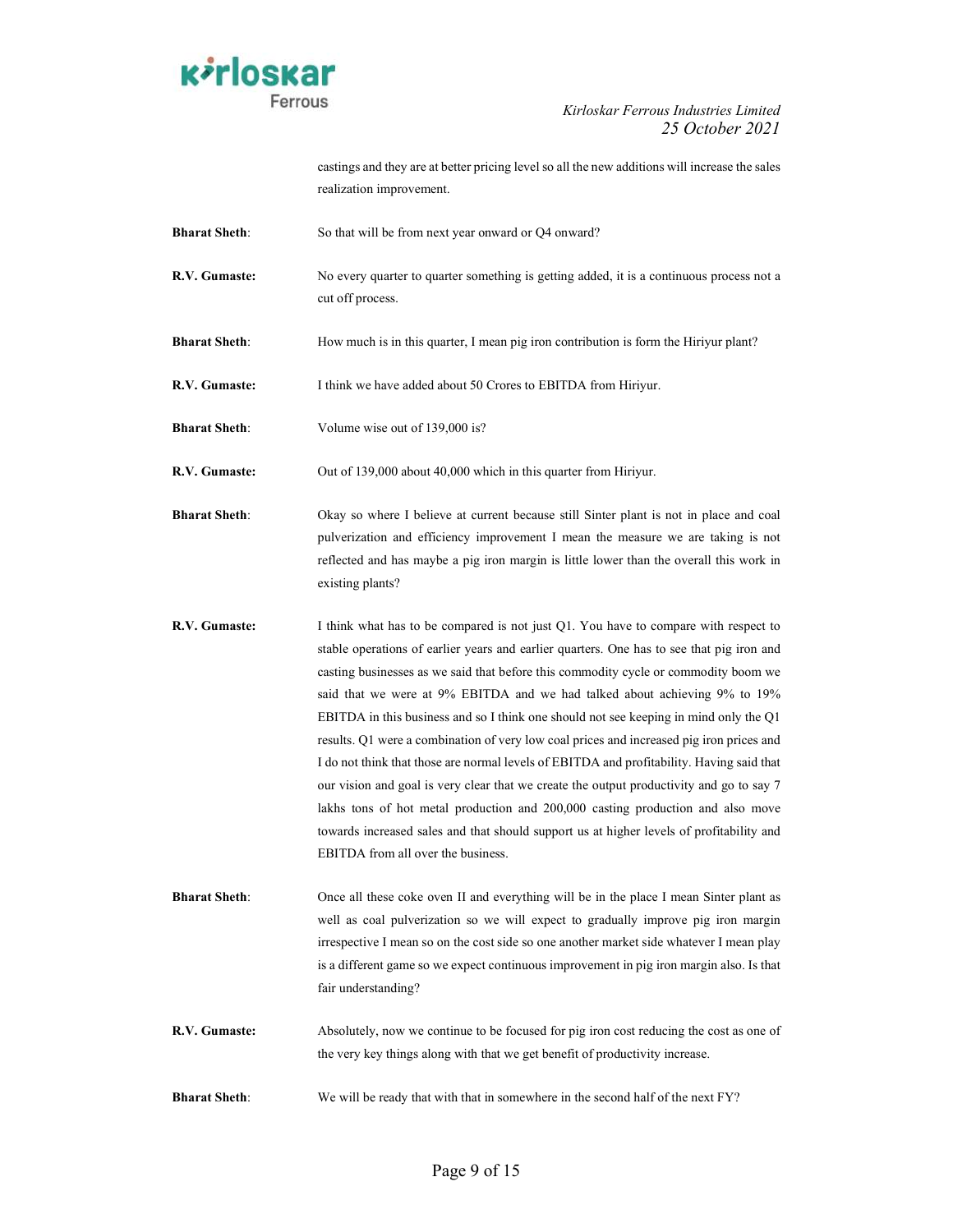castings and they are at better pricing level so all the new additions will increase the sales realization improvement.

**Bharat Sheth**: So that will be from next year onward or Q4 onward?

**R.V. Gumaste:** No every quarter to quarter something is getting added, it is a continuous process not a cut off process.

**Bharat Sheth**: How much is in this quarter, I mean pig iron contribution is form the Hiriyur plant?

**R.V. Gumaste:** I think we have added about 50 Crores to EBITDA from Hiriyur.

**Bharat Sheth**: Volume wise out of 139,000 is?

**R.V. Gumaste:** Out of 139,000 about 40,000 which in this quarter from Hiriyur.

**Bharat Sheth**: Okay so where I believe at current because still Sinter plant is not in place and coal pulverization and efficiency improvement I mean the measure we are taking is not reflected and has maybe a pig iron margin is little lower than the overall this work in existing plants?

**R.V. Gumaste:** I think what has to be compared is not just Q1. You have to compare with respect to stable operations of earlier years and earlier quarters. One has to see that pig iron and casting businesses as we said that before this commodity cycle or commodity boom we said that we were at 9% EBITDA and we had talked about achieving 9% to 19% EBITDA in this business and so I think one should not see keeping in mind only the Q1 results. Q1 were a combination of very low coal prices and increased pig iron prices and I do not think that those are normal levels of EBITDA and profitability. Having said that our vision and goal is very clear that we create the output productivity and go to say 7 lakhs tons of hot metal production and 200,000 casting production and also move towards increased sales and that should support us at higher levels of profitability and EBITDA from all over the business.

**Bharat Sheth**: Once all these coke oven II and everything will be in the place I mean Sinter plant as well as coal pulverization so we will expect to gradually improve pig iron margin irrespective I mean so on the cost side so one another market side whatever I mean play is a different game so we expect continuous improvement in pig iron margin also. Is that fair understanding?

**R.V. Gumaste:** Absolutely, now we continue to be focused for pig iron cost reducing the cost as one of the very key things along with that we get benefit of productivity increase.

**Bharat Sheth**: We will be ready that with that in somewhere in the second half of the next FY?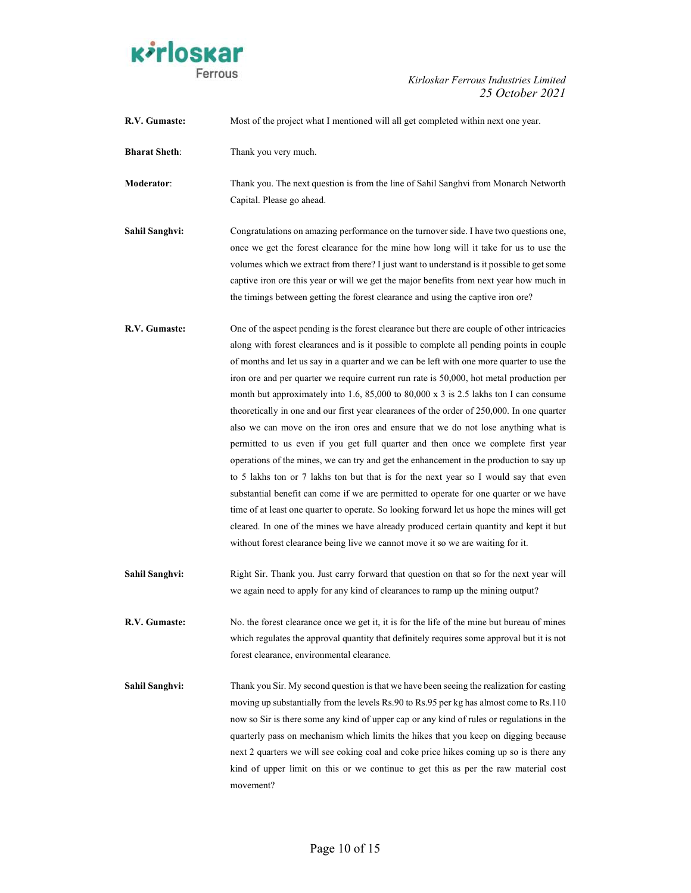**R.V. Gumaste:** Most of the project what I mentioned will all get completed within next one year.

**Bharat Sheth:** Thank you very much.

**Moderator:** Thank you. The next question is from the line of Sahil Sanghvi from Monarch Networth Capital. Please go ahead.

**Sahil Sanghvi:** Congratulations on amazing performance on the turnover side. I have two questions one, once we get the forest clearance for the mine how long will it take for us to use the volumes which we extract from there? I just want to understand is it possible to get some captive iron ore this year or will we get the major benefits from next year how much in the timings between getting the forest clearance and using the captive iron ore?

**R.V. Gumaste:** One of the aspect pending is the forest clearance but there are couple of other intricacies along with forest clearances and is it possible to complete all pending points in couple of months and let us say in a quarter and we can be left with one more quarter to use the iron ore and per quarter we require current run rate is 50,000, hot metal production per month but approximately into 1.6, 85,000 to 80,000 x 3 is 2.5 lakhs ton I can consume theoretically in one and our first year clearances of the order of 250,000. In one quarter also we can move on the iron ores and ensure that we do not lose anything what is permitted to us even if you get full quarter and then once we complete first year operations of the mines, we can try and get the enhancement in the production to say up to 5 lakhs ton or 7 lakhs ton but that is for the next year so I would say that even substantial benefit can come if we are permitted to operate for one quarter or we have time of at least one quarter to operate. So looking forward let us hope the mines will get cleared. In one of the mines we have already produced certain quantity and kept it but without forest clearance being live we cannot move it so we are waiting for it.

**Sahil Sanghvi:** Right Sir. Thank you. Just carry forward that question on that so for the next year will we again need to apply for any kind of clearances to ramp up the mining output?

**R.V. Gumaste:** No. the forest clearance once we get it, it is for the life of the mine but bureau of mines which regulates the approval quantity that definitely requires some approval but it is not forest clearance, environmental clearance.

**Sahil Sanghvi:** Thank you Sir. My second question is that we have been seeing the realization for casting moving up substantially from the levels Rs.90 to Rs.95 per kg has almost come to Rs.110 now so Sir is there some any kind of upper cap or any kind of rules or regulations in the quarterly pass on mechanism which limits the hikes that you keep on digging because next 2 quarters we will see coking coal and coke price hikes coming up so is there any kind of upper limit on this or we continue to get this as per the raw material cost movement?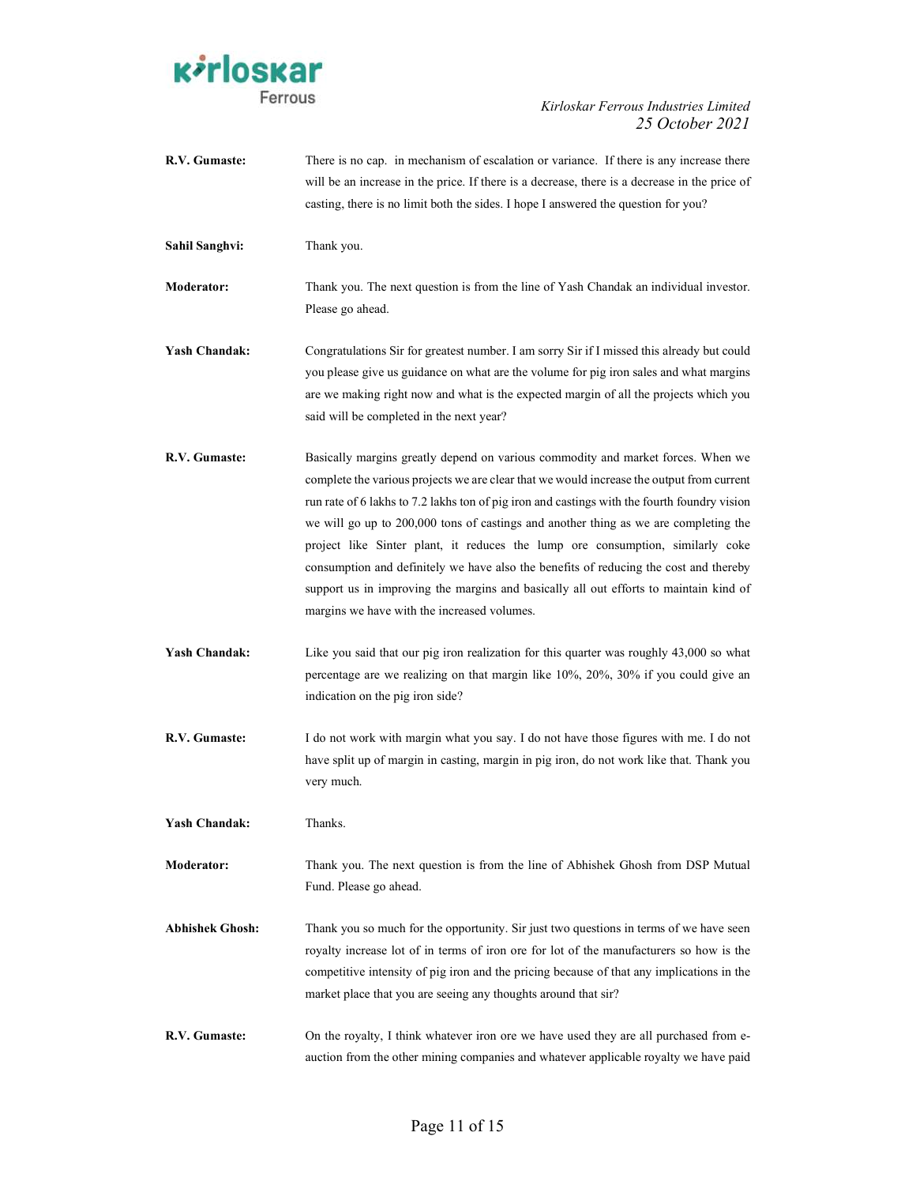**R.V. Gumaste:** There is no cap. in mechanism of escalation or variance. If there is any increase there will be an increase in the price. If there is a decrease, there is a decrease in the price of casting, there is no limit both the sides. I hope I answered the question for you?

**Sahil Sanghvi:** Thank you.

**Moderator:** Thank you. The next question is from the line of Yash Chandak an individual investor. Please go ahead.

**Yash Chandak:** Congratulations Sir for greatest number. I am sorry Sir if I missed this already but could you please give us guidance on what are the volume for pig iron sales and what margins are we making right now and what is the expected margin of all the projects which you said will be completed in the next year?

**R.V. Gumaste:** Basically margins greatly depend on various commodity and market forces. When we complete the various projects we are clear that we would increase the output from current run rate of 6 lakhs to 7.2 lakhs ton of pig iron and castings with the fourth foundry vision we will go up to 200,000 tons of castings and another thing as we are completing the project like Sinter plant, it reduces the lump ore consumption, similarly coke consumption and definitely we have also the benefits of reducing the cost and thereby support us in improving the margins and basically all out efforts to maintain kind of margins we have with the increased volumes.

**Yash Chandak:** Like you said that our pig iron realization for this quarter was roughly 43,000 so what percentage are we realizing on that margin like 10%, 20%, 30% if you could give an indication on the pig iron side?

**R.V. Gumaste:** I do not work with margin what you say. I do not have those figures with me. I do not have split up of margin in casting, margin in pig iron, do not work like that. Thank you very much.

**Yash Chandak:** Thanks.

**Moderator:** Thank you. The next question is from the line of Abhishek Ghosh from DSP Mutual Fund. Please go ahead.

**Abhishek Ghosh:** Thank you so much for the opportunity. Sir just two questions in terms of we have seen royalty increase lot of in terms of iron ore for lot of the manufacturers so how is the competitive intensity of pig iron and the pricing because of that any implications in the market place that you are seeing any thoughts around that sir?

**R.V. Gumaste:** On the royalty, I think whatever iron ore we have used they are all purchased from e-auction from the other mining companies and whatever applicable royalty we have paid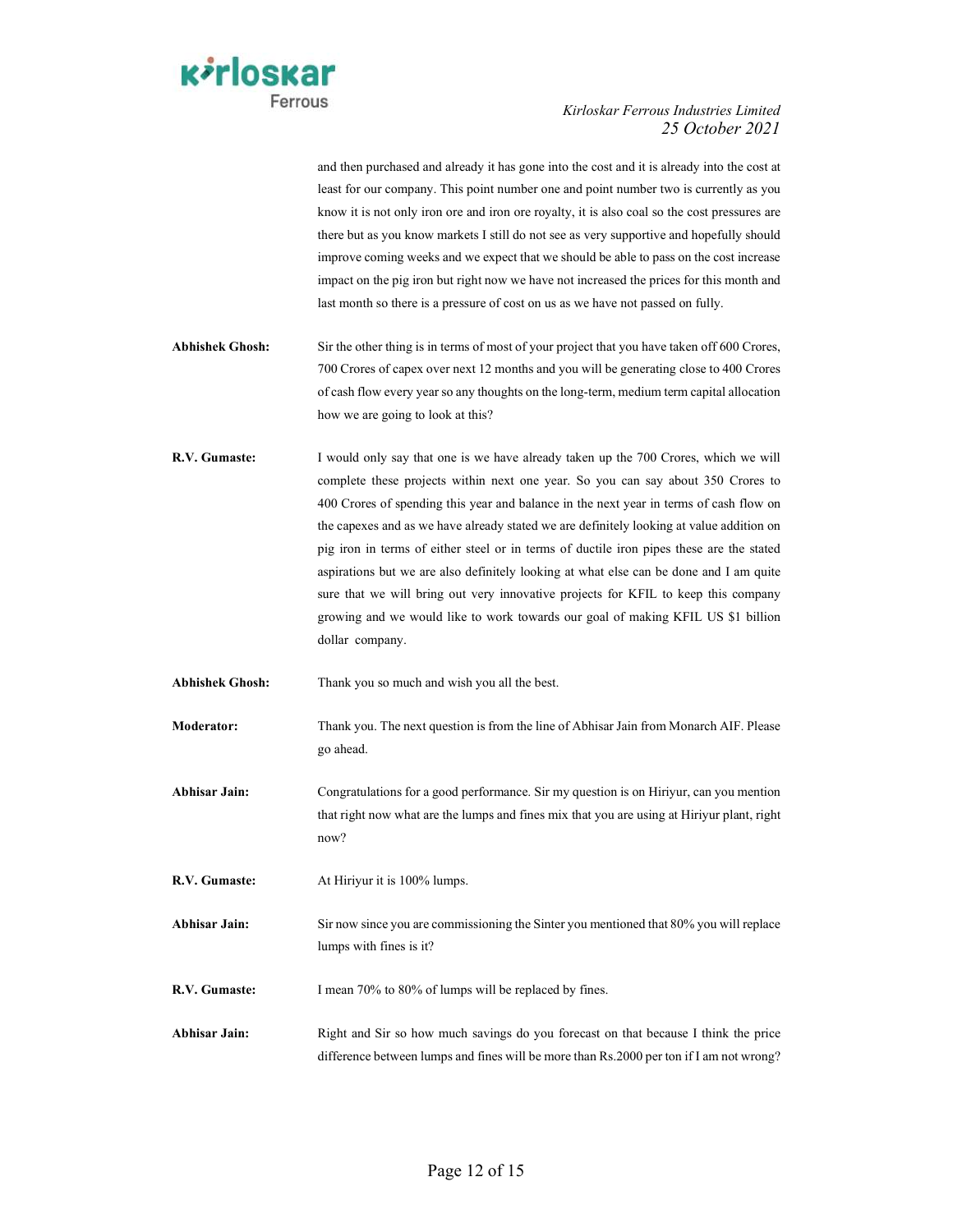and then purchased and already it has gone into the cost and it is already into the cost at least for our company. This point number one and point number two is currently as you know it is not only iron ore and iron ore royalty, it is also coal so the cost pressures are there but as you know markets I still do not see as very supportive and hopefully should improve coming weeks and we expect that we should be able to pass on the cost increase impact on the pig iron but right now we have not increased the prices for this month and last month so there is a pressure of cost on us as we have not passed on fully.

**Abhishek Ghosh:** Sir the other thing is in terms of most of your project that you have taken off 600 Crores, 700 Crores of capex over next 12 months and you will be generating close to 400 Crores of cash flow every year so any thoughts on the long-term, medium term capital allocation how we are going to look at this?

**R.V. Gumaste:** I would only say that one is we have already taken up the 700 Crores, which we will complete these projects within next one year. So you can say about 350 Crores to 400 Crores of spending this year and balance in the next year in terms of cash flow on the capexes and as we have already stated we are definitely looking at value addition on pig iron in terms of either steel or in terms of ductile iron pipes these are the stated aspirations but we are also definitely looking at what else can be done and I am quite sure that we will bring out very innovative projects for KFIL to keep this company growing and we would like to work towards our goal of making KFIL US $1 billion dollar company.

**Abhishek Ghosh:** Thank you so much and wish you all the best.

**Moderator:** Thank you. The next question is from the line of Abhisar Jain from Monarch AIF. Please go ahead.

**Abhisar Jain:** Congratulations for a good performance. Sir my question is on Hiriyur, can you mention that right now what are the lumps and fines mix that you are using at Hiriyur plant, right now?

**R.V. Gumaste:** At Hiriyur it is 100% lumps.

**Abhisar Jain:** Sir now since you are commissioning the Sinter you mentioned that 80% you will replace lumps with fines is it?

**R.V. Gumaste:** I mean 70% to 80% of lumps will be replaced by fines.

**Abhisar Jain:** Right and Sir so how much savings do you forecast on that because I think the price difference between lumps and fines will be more than Rs.2000 per ton if I am not wrong?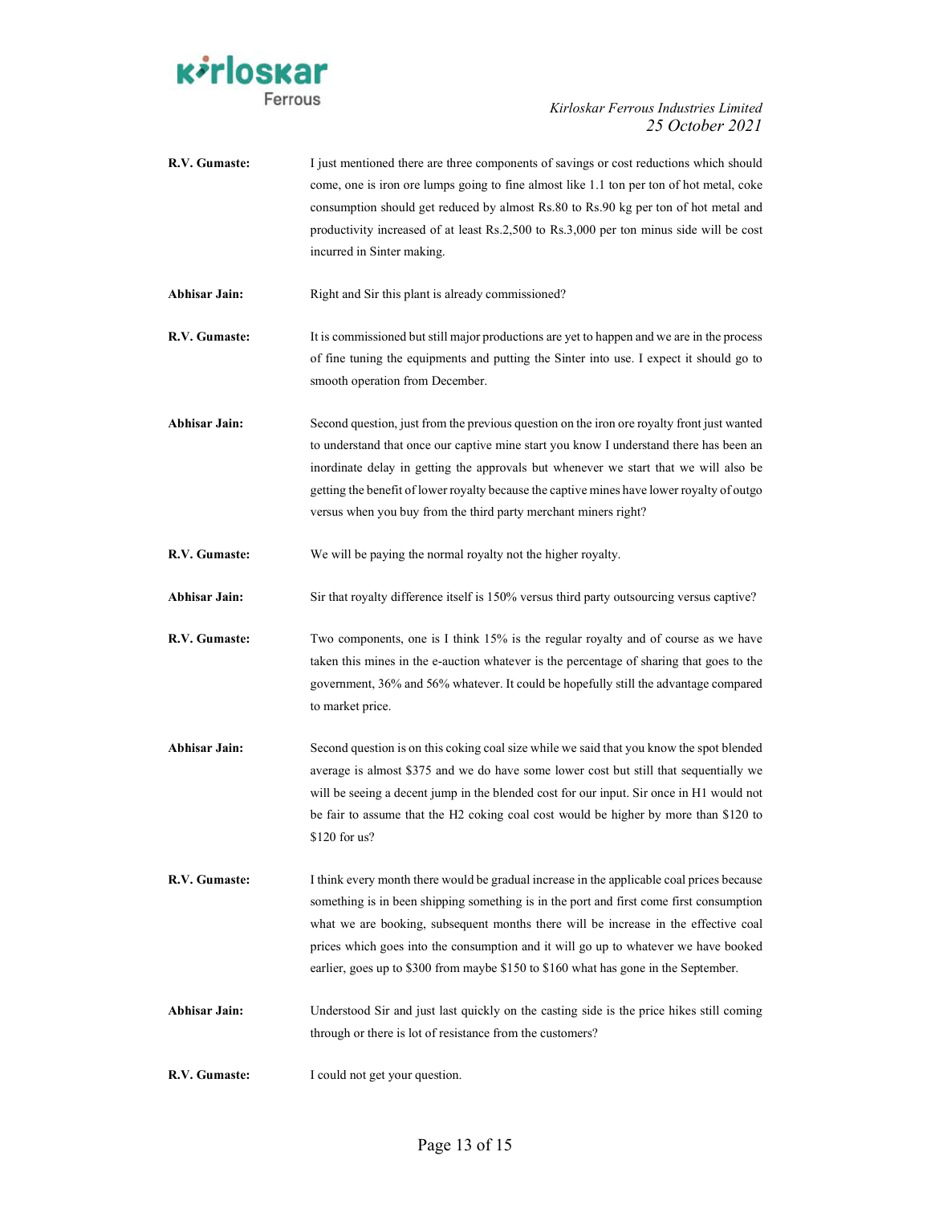**R.V. Gumaste:** I just mentioned there are three components of savings or cost reductions which should come, one is iron ore lumps going to fine almost like 1.1 ton per ton of hot metal, coke consumption should get reduced by almost Rs.80 to Rs.90 kg per ton of hot metal and productivity increased of at least Rs.2,500 to Rs.3,000 per ton minus side will be cost incurred in Sinter making.

**Abhisar Jain:** Right and Sir this plant is already commissioned?

**R.V. Gumaste:** It is commissioned but still major productions are yet to happen and we are in the process of fine tuning the equipments and putting the Sinter into use. I expect it should go to smooth operation from December.

**Abhisar Jain:** Second question, just from the previous question on the iron ore royalty front just wanted to understand that once our captive mine start you know I understand there has been an inordinate delay in getting the approvals but whenever we start that we will also be getting the benefit of lower royalty because the captive mines have lower royalty of outgo versus when you buy from the third party merchant miners right?

**R.V. Gumaste:** We will be paying the normal royalty not the higher royalty.

**Abhisar Jain:** Sir that royalty difference itself is 150% versus third party outsourcing versus captive?

**R.V. Gumaste:** Two components, one is I think 15% is the regular royalty and of course as we have taken this mines in the e-auction whatever is the percentage of sharing that goes to the government, 36% and 56% whatever. It could be hopefully still the advantage compared to market price.

**Abhisar Jain:** Second question is on this coking coal size while we said that you know the spot blended average is almost $375 and we do have some lower cost but still that sequentially we will be seeing a decent jump in the blended cost for our input. Sir once in H1 would not be fair to assume that the H2 coking coal cost would be higher by more than $120 to $120 for us?

**R.V. Gumaste:** I think every month there would be gradual increase in the applicable coal prices because something is in been shipping something is in the port and first come first consumption what we are booking, subsequent months there will be increase in the effective coal prices which goes into the consumption and it will go up to whatever we have booked earlier, goes up to $300 from maybe $150 to $160 what has gone in the September.

**Abhisar Jain:** Understood Sir and just last quickly on the casting side is the price hikes still coming through or there is lot of resistance from the customers?

**R.V. Gumaste:** I could not get your question.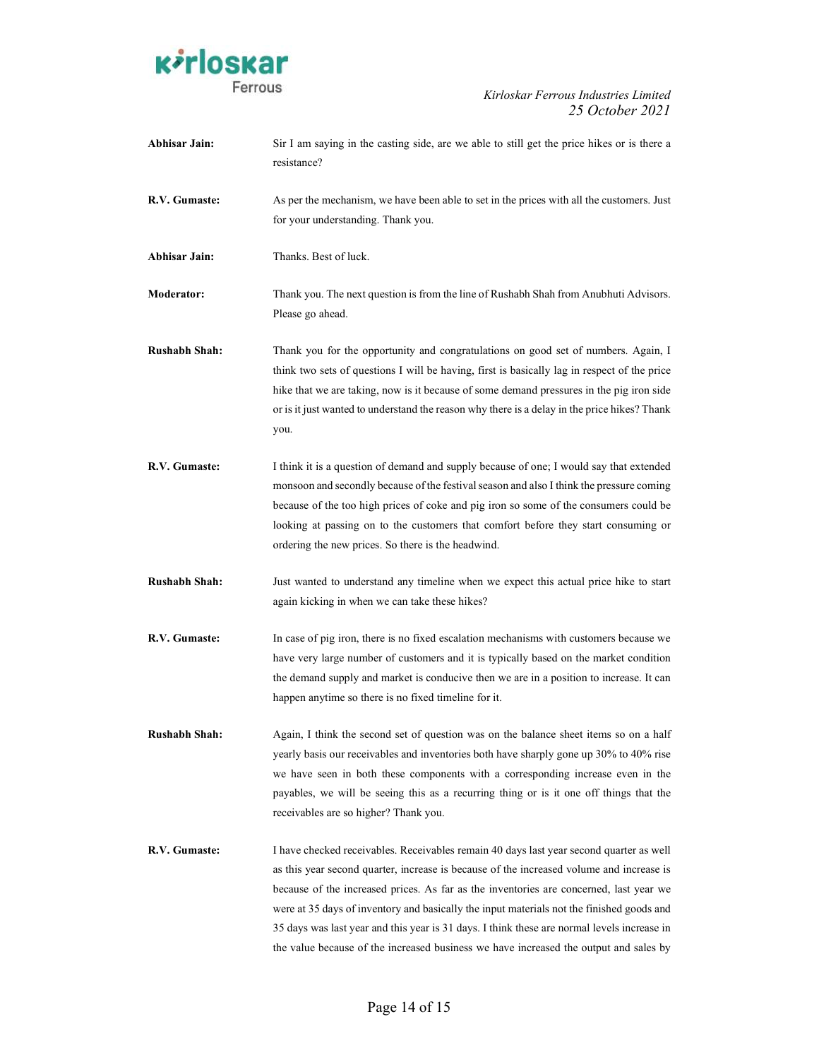**Abhisar Jain:** Sir I am saying in the casting side, are we able to still get the price hikes or is there a resistance?

**R.V. Gumaste:** As per the mechanism, we have been able to set in the prices with all the customers. Just for your understanding. Thank you.

**Abhisar Jain:** Thanks. Best of luck.

**Moderator:** Thank you. The next question is from the line of Rushabh Shah from Anubhuti Advisors. Please go ahead.

**Rushabh Shah:** Thank you for the opportunity and congratulations on good set of numbers. Again, I think two sets of questions I will be having, first is basically lag in respect of the price hike that we are taking, now is it because of some demand pressures in the pig iron side or is it just wanted to understand the reason why there is a delay in the price hikes? Thank you.

**R.V. Gumaste:** I think it is a question of demand and supply because of one; I would say that extended monsoon and secondly because of the festival season and also I think the pressure coming because of the too high prices of coke and pig iron so some of the consumers could be looking at passing on to the customers that comfort before they start consuming or ordering the new prices. So there is the headwind.

**Rushabh Shah:** Just wanted to understand any timeline when we expect this actual price hike to start again kicking in when we can take these hikes?

**R.V. Gumaste:** In case of pig iron, there is no fixed escalation mechanisms with customers because we have very large number of customers and it is typically based on the market condition the demand supply and market is conducive then we are in a position to increase. It can happen anytime so there is no fixed timeline for it.

**Rushabh Shah:** Again, I think the second set of question was on the balance sheet items so on a half yearly basis our receivables and inventories both have sharply gone up 30% to 40% rise we have seen in both these components with a corresponding increase even in the payables, we will be seeing this as a recurring thing or is it one off things that the receivables are so higher? Thank you.

**R.V. Gumaste:** I have checked receivables. Receivables remain 40 days last year second quarter as well as this year second quarter, increase is because of the increased volume and increase is because of the increased prices. As far as the inventories are concerned, last year we were at 35 days of inventory and basically the input materials not the finished goods and 35 days was last year and this year is 31 days. I think these are normal levels increase in the value because of the increased business we have increased the output and sales by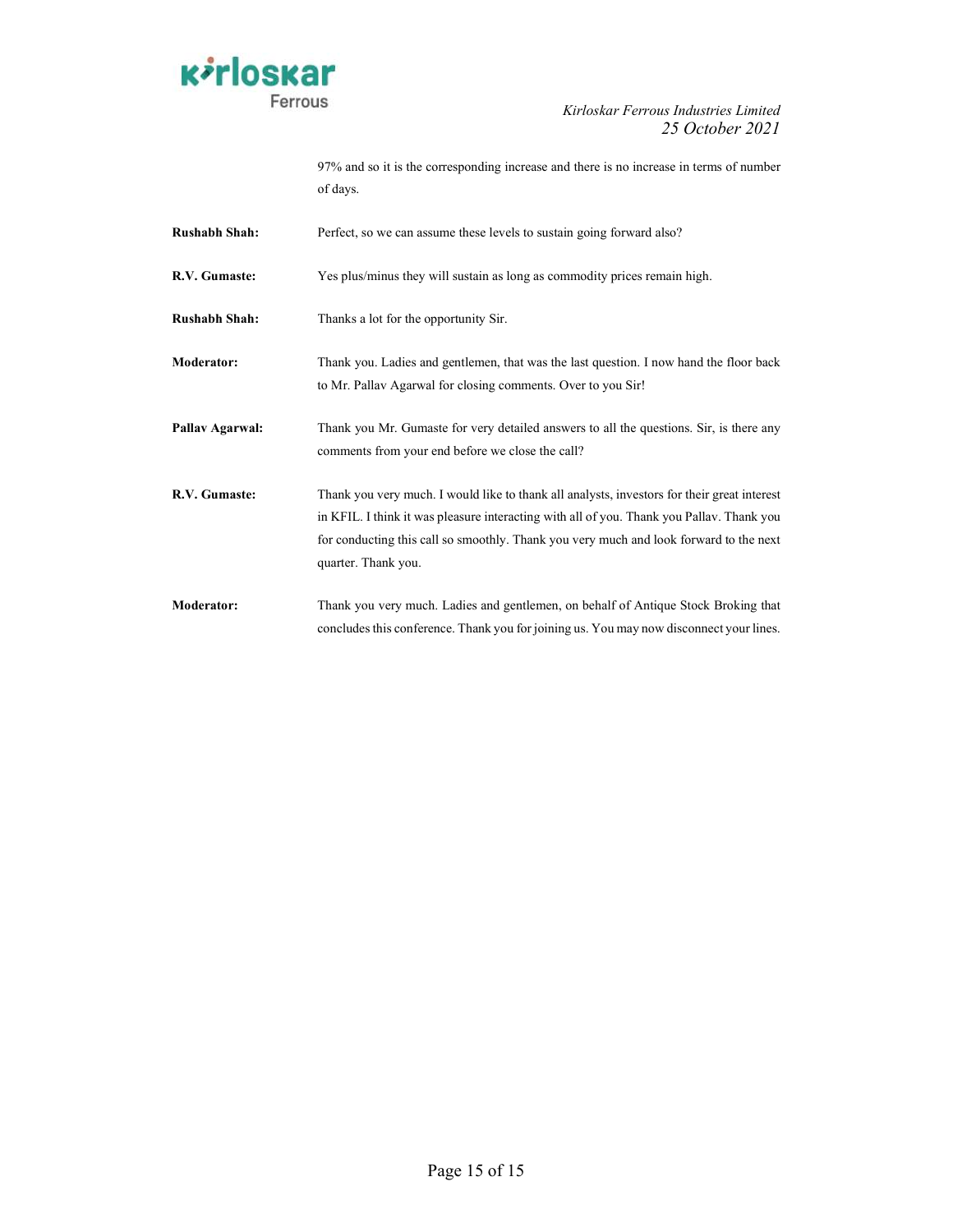97% and so it is the corresponding increase and there is no increase in terms of number of days.

**Rushabh Shah:** Perfect, so we can assume these levels to sustain going forward also?

**R.V. Gumaste:** Yes plus/minus they will sustain as long as commodity prices remain high.

**Rushabh Shah:** Thanks a lot for the opportunity Sir.

**Moderator:** Thank you. Ladies and gentlemen, that was the last question. I now hand the floor back to Mr. Pallav Agarwal for closing comments. Over to you Sir!

**Pallav Agarwal:** Thank you Mr. Gumaste for very detailed answers to all the questions. Sir, is there any comments from your end before we close the call?

**R.V. Gumaste:** Thank you very much. I would like to thank all analysts, investors for their great interest in KFIL. I think it was pleasure interacting with all of you. Thank you Pallav. Thank you for conducting this call so smoothly. Thank you very much and look forward to the next quarter. Thank you.

**Moderator:** Thank you very much. Ladies and gentlemen, on behalf of Antique Stock Broking that concludes this conference. Thank you for joining us. You may now disconnect your lines.